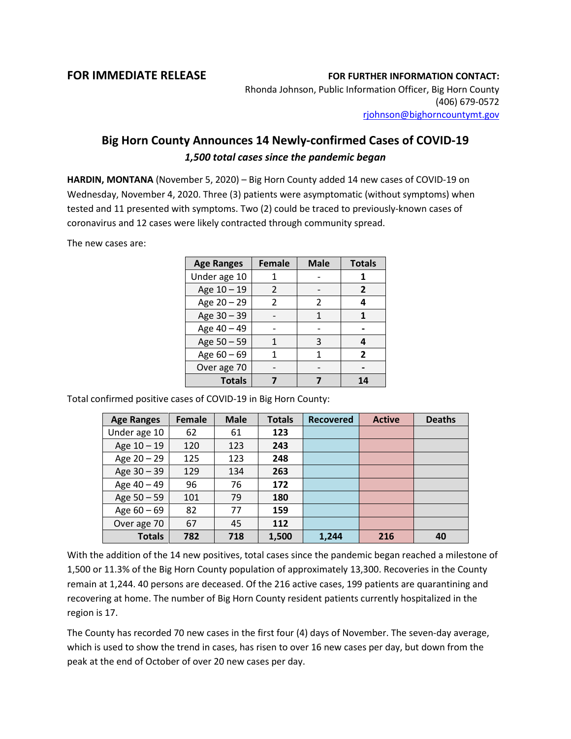**FOR IMMEDIATE RELEASE**

**FOR FURTHER INFORMATION CONTACT:**
Rhonda Johnson, Public Information Officer, Big Horn County
(406) 679-0572
rjohnson@bighorncountymt.gov

# Big Horn County Announces 14 Newly-confirmed Cases of COVID-19

***1,500 total cases since the pandemic began***

**HARDIN, MONTANA** (November 5, 2020) – Big Horn County added 14 new cases of COVID-19 on Wednesday, November 4, 2020. Three (3) patients were asymptomatic (without symptoms) when tested and 11 presented with symptoms. Two (2) could be traced to previously-known cases of coronavirus and 12 cases were likely contracted through community spread.

The new cases are:

| Age Ranges | Female | Male | Totals |
|---|---|---|---|
| Under age 10 | 1 | - | **1** |
| Age 10 – 19 | 2 | - | **2** |
| Age 20 – 29 | 2 | 2 | **4** |
| Age 30 – 39 | - | 1 | **1** |
| Age 40 – 49 | - | - | **-** |
| Age 50 – 59 | 1 | 3 | **4** |
| Age 60 – 69 | 1 | 1 | **2** |
| Over age 70 | - | - | **-** |
| **Totals** | **7** | **7** | **14** |

Total confirmed positive cases of COVID-19 in Big Horn County:

| Age Ranges | Female | Male | Totals | Recovered | Active | Deaths |
|---|---|---|---|---|---|---|
| Under age 10 | 62 | 61 | **123** | | | |
| Age 10 – 19 | 120 | 123 | **243** | | | |
| Age 20 – 29 | 125 | 123 | **248** | | | |
| Age 30 – 39 | 129 | 134 | **263** | | | |
| Age 40 – 49 | 96 | 76 | **172** | | | |
| Age 50 – 59 | 101 | 79 | **180** | | | |
| Age 60 – 69 | 82 | 77 | **159** | | | |
| Over age 70 | 67 | 45 | **112** | | | |
| **Totals** | **782** | **718** | **1,500** | **1,244** | **216** | **40** |

With the addition of the 14 new positives, total cases since the pandemic began reached a milestone of 1,500 or 11.3% of the Big Horn County population of approximately 13,300. Recoveries in the County remain at 1,244. 40 persons are deceased. Of the 216 active cases, 199 patients are quarantining and recovering at home. The number of Big Horn County resident patients currently hospitalized in the region is 17.

The County has recorded 70 new cases in the first four (4) days of November. The seven-day average, which is used to show the trend in cases, has risen to over 16 new cases per day, but down from the peak at the end of October of over 20 new cases per day.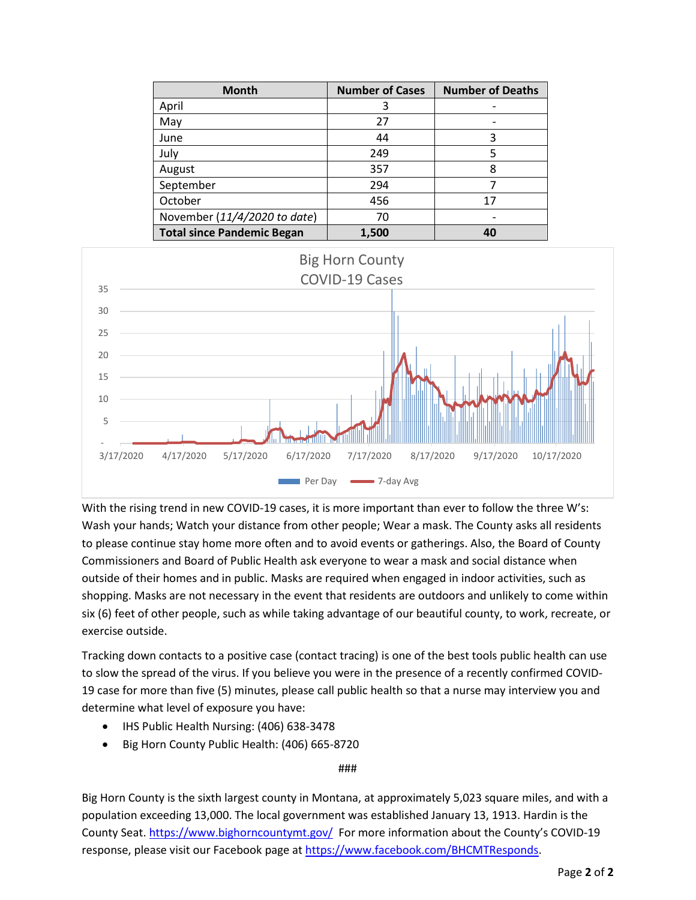| Month | Number of Cases | Number of Deaths |
| --- | --- | --- |
| April | 3 | - |
| May | 27 | - |
| June | 44 | 3 |
| July | 249 | 5 |
| August | 357 | 8 |
| September | 294 | 7 |
| October | 456 | 17 |
| November (*11/4/2020 to date*) | 70 | - |
| **Total since Pandemic Began** | **1,500** | **40** |

Big Horn County
COVID-19 Cases

35
30
25
20
15
10
5
-

3/17/2020 4/17/2020 5/17/2020 6/17/2020 7/17/2020 8/17/2020 9/17/2020 10/17/2020

Per Day 7-day Avg

With the rising trend in new COVID-19 cases, it is more important than ever to follow the three W's: Wash your hands; Watch your distance from other people; Wear a mask. The County asks all residents to please continue stay home more often and to avoid events or gatherings. Also, the Board of County Commissioners and Board of Public Health ask everyone to wear a mask and social distance when outside of their homes and in public. Masks are required when engaged in indoor activities, such as shopping. Masks are not necessary in the event that residents are outdoors and unlikely to come within six (6) feet of other people, such as while taking advantage of our beautiful county, to work, recreate, or exercise outside.

Tracking down contacts to a positive case (contact tracing) is one of the best tools public health can use to slow the spread of the virus. If you believe you were in the presence of a recently confirmed COVID-19 case for more than five (5) minutes, please call public health so that a nurse may interview you and determine what level of exposure you have:

- IHS Public Health Nursing: (406) 638-3478
- Big Horn County Public Health: (406) 665-8720

###

Big Horn County is the sixth largest county in Montana, at approximately 5,023 square miles, and with a population exceeding 13,000. The local government was established January 13, 1913. Hardin is the County Seat. https://www.bighorncountymt.gov/ For more information about the County's COVID-19 response, please visit our Facebook page at https://www.facebook.com/BHCMTResponds.